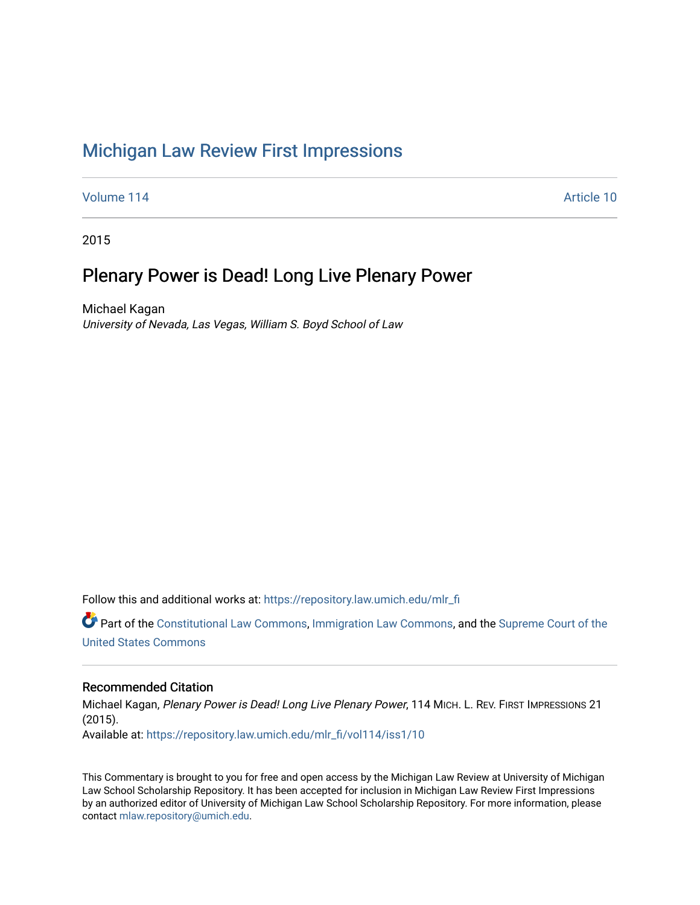# Michigan Law Review First Impressions

Volume 114 | Article 10

2015

## Plenary Power is Dead! Long Live Plenary Power

Michael Kagan
*University of Nevada, Las Vegas, William S. Boyd School of Law*

Follow this and additional works at: https://repository.law.umich.edu/mlr_fi

Part of the Constitutional Law Commons, Immigration Law Commons, and the Supreme Court of the United States Commons

### Recommended Citation

Michael Kagan, *Plenary Power is Dead! Long Live Plenary Power*, 114 MICH. L. REV. FIRST IMPRESSIONS 21 (2015).
Available at: https://repository.law.umich.edu/mlr_fi/vol114/iss1/10

This Commentary is brought to you for free and open access by the Michigan Law Review at University of Michigan Law School Scholarship Repository. It has been accepted for inclusion in Michigan Law Review First Impressions by an authorized editor of University of Michigan Law School Scholarship Repository. For more information, please contact mlaw.repository@umich.edu.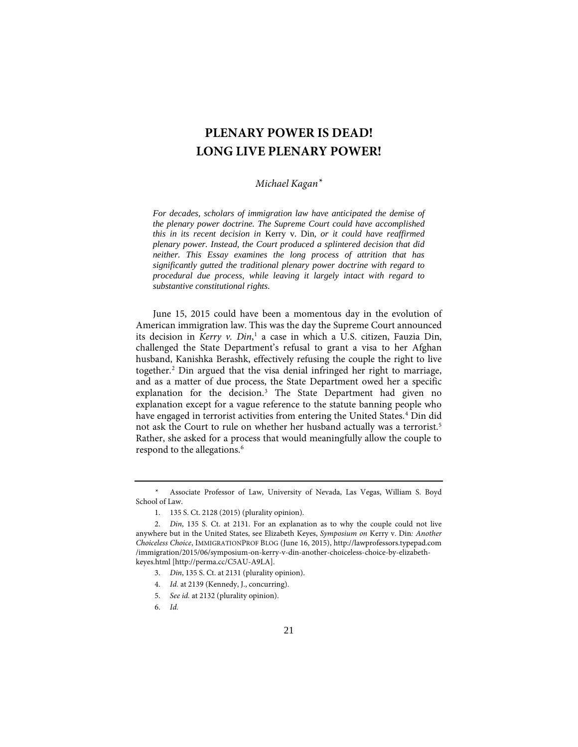# PLENARY POWER IS DEAD! LONG LIVE PLENARY POWER!

*Michael Kagan*[*]

*For decades, scholars of immigration law have anticipated the demise of the plenary power doctrine. The Supreme Court could have accomplished this in its recent decision in* Kerry v. Din*, or it could have reaffirmed plenary power. Instead, the Court produced a splintered decision that did neither. This Essay examines the long process of attrition that has significantly gutted the traditional plenary power doctrine with regard to procedural due process, while leaving it largely intact with regard to substantive constitutional rights.*

June 15, 2015 could have been a momentous day in the evolution of American immigration law. This was the day the Supreme Court announced its decision in *Kerry v. Din*,[1] a case in which a U.S. citizen, Fauzia Din, challenged the State Department's refusal to grant a visa to her Afghan husband, Kanishka Berashk, effectively refusing the couple the right to live together.[2] Din argued that the visa denial infringed her right to marriage, and as a matter of due process, the State Department owed her a specific explanation for the decision.[3] The State Department had given no explanation except for a vague reference to the statute banning people who have engaged in terrorist activities from entering the United States.[4] Din did not ask the Court to rule on whether her husband actually was a terrorist.[5] Rather, she asked for a process that would meaningfully allow the couple to respond to the allegations.[6]

---

[*] Associate Professor of Law, University of Nevada, Las Vegas, William S. Boyd School of Law.

1. 135 S. Ct. 2128 (2015) (plurality opinion).

2. *Din*, 135 S. Ct. at 2131. For an explanation as to why the couple could not live anywhere but in the United States, see Elizabeth Keyes, *Symposium on* Kerry v. Din*: Another Choiceless Choice*, IMMIGRATIONPROF BLOG (June 16, 2015), http://lawprofessors.typepad.com/immigration/2015/06/symposium-on-kerry-v-din-another-choiceless-choice-by-elizabeth-keyes.html [http://perma.cc/C5AU-A9LA].

3. *Din*, 135 S. Ct. at 2131 (plurality opinion).

4. *Id.* at 2139 (Kennedy, J., concurring).

5. *See id.* at 2132 (plurality opinion).

6. *Id.*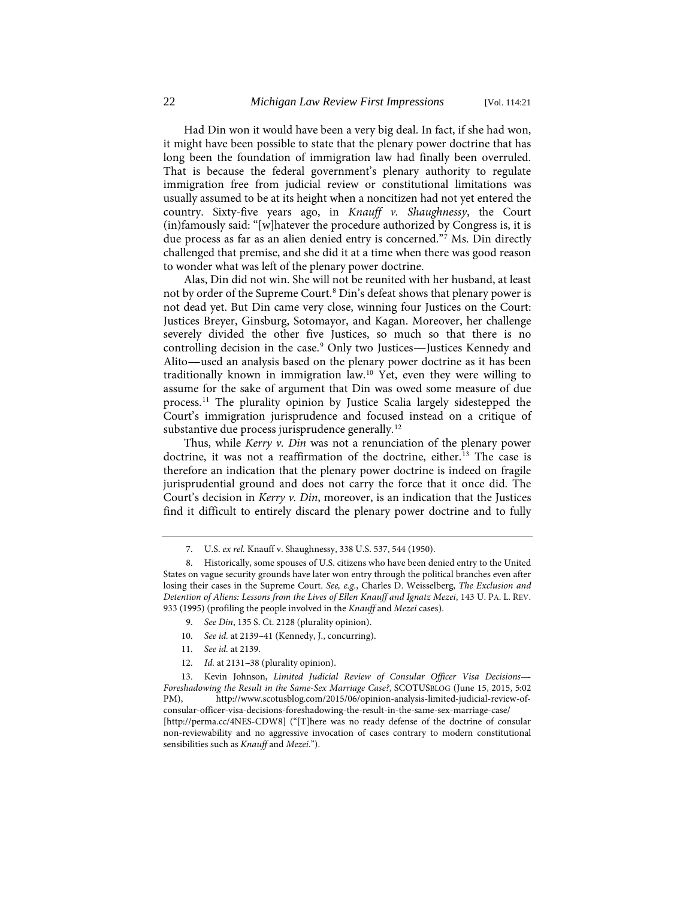Had Din won it would have been a very big deal. In fact, if she had won, it might have been possible to state that the plenary power doctrine that has long been the foundation of immigration law had finally been overruled. That is because the federal government's plenary authority to regulate immigration free from judicial review or constitutional limitations was usually assumed to be at its height when a noncitizen had not yet entered the country. Sixty-five years ago, in *Knauff v. Shaughnessy*, the Court (in)famously said: "[w]hatever the procedure authorized by Congress is, it is due process as far as an alien denied entry is concerned."[7] Ms. Din directly challenged that premise, and she did it at a time when there was good reason to wonder what was left of the plenary power doctrine.

Alas, Din did not win. She will not be reunited with her husband, at least not by order of the Supreme Court.[8] Din's defeat shows that plenary power is not dead yet. But Din came very close, winning four Justices on the Court: Justices Breyer, Ginsburg, Sotomayor, and Kagan. Moreover, her challenge severely divided the other five Justices, so much so that there is no controlling decision in the case.[9] Only two Justices—Justices Kennedy and Alito—used an analysis based on the plenary power doctrine as it has been traditionally known in immigration law.[10] Yet, even they were willing to assume for the sake of argument that Din was owed some measure of due process.[11] The plurality opinion by Justice Scalia largely sidestepped the Court's immigration jurisprudence and focused instead on a critique of substantive due process jurisprudence generally.[12]

Thus, while *Kerry v. Din* was not a renunciation of the plenary power doctrine, it was not a reaffirmation of the doctrine, either.[13] The case is therefore an indication that the plenary power doctrine is indeed on fragile jurisprudential ground and does not carry the force that it once did. The Court's decision in *Kerry v. Din*, moreover, is an indication that the Justices find it difficult to entirely discard the plenary power doctrine and to fully

---

7. U.S. *ex rel.* Knauff v. Shaughnessy, 338 U.S. 537, 544 (1950).

8. Historically, some spouses of U.S. citizens who have been denied entry to the United States on vague security grounds have later won entry through the political branches even after losing their cases in the Supreme Court. *See, e.g.*, Charles D. Weisselberg, *The Exclusion and Detention of Aliens: Lessons from the Lives of Ellen Knauff and Ignatz Mezei*, 143 U. PA. L. REV. 933 (1995) (profiling the people involved in the *Knauff* and *Mezei* cases).

9. *See Din*, 135 S. Ct. 2128 (plurality opinion).

10. *See id.* at 2139–41 (Kennedy, J., concurring).

11. *See id.* at 2139.

12. *Id.* at 2131–38 (plurality opinion).

13. Kevin Johnson, *Limited Judicial Review of Consular Officer Visa Decisions—Foreshadowing the Result in the Same-Sex Marriage Case?*, SCOTUSBLOG (June 15, 2015, 5:02 PM), http://www.scotusblog.com/2015/06/opinion-analysis-limited-judicial-review-of-consular-officer-visa-decisions-foreshadowing-the-result-in-the-same-sex-marriage-case/ [http://perma.cc/4NES-CDW8] ("[T]here was no ready defense of the doctrine of consular non-reviewability and no aggressive invocation of cases contrary to modern constitutional sensibilities such as *Knauff* and *Mezei*.").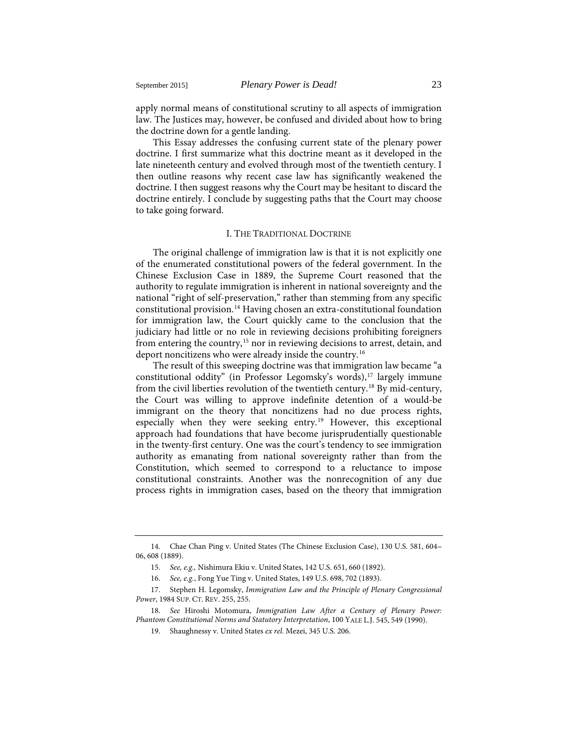apply normal means of constitutional scrutiny to all aspects of immigration law. The Justices may, however, be confused and divided about how to bring the doctrine down for a gentle landing.

This Essay addresses the confusing current state of the plenary power doctrine. I first summarize what this doctrine meant as it developed in the late nineteenth century and evolved through most of the twentieth century. I then outline reasons why recent case law has significantly weakened the doctrine. I then suggest reasons why the Court may be hesitant to discard the doctrine entirely. I conclude by suggesting paths that the Court may choose to take going forward.

## I. THE TRADITIONAL DOCTRINE

The original challenge of immigration law is that it is not explicitly one of the enumerated constitutional powers of the federal government. In the Chinese Exclusion Case in 1889, the Supreme Court reasoned that the authority to regulate immigration is inherent in national sovereignty and the national "right of self-preservation," rather than stemming from any specific constitutional provision.[14] Having chosen an extra-constitutional foundation for immigration law, the Court quickly came to the conclusion that the judiciary had little or no role in reviewing decisions prohibiting foreigners from entering the country,[15] nor in reviewing decisions to arrest, detain, and deport noncitizens who were already inside the country.[16]

The result of this sweeping doctrine was that immigration law became "a constitutional oddity" (in Professor Legomsky's words),[17] largely immune from the civil liberties revolution of the twentieth century.[18] By mid-century, the Court was willing to approve indefinite detention of a would-be immigrant on the theory that noncitizens had no due process rights, especially when they were seeking entry.[19] However, this exceptional approach had foundations that have become jurisprudentially questionable in the twenty-first century. One was the court's tendency to see immigration authority as emanating from national sovereignty rather than from the Constitution, which seemed to correspond to a reluctance to impose constitutional constraints. Another was the nonrecognition of any due process rights in immigration cases, based on the theory that immigration

---

14. Chae Chan Ping v. United States (The Chinese Exclusion Case), 130 U.S. 581, 604–06, 608 (1889).

15. *See, e.g.,* Nishimura Ekiu v. United States, 142 U.S. 651, 660 (1892).

16. *See, e.g.*, Fong Yue Ting v. United States, 149 U.S. 698, 702 (1893).

17. Stephen H. Legomsky, *Immigration Law and the Principle of Plenary Congressional Power*, 1984 SUP. CT. REV. 255, 255.

18. *See* Hiroshi Motomura, *Immigration Law After a Century of Plenary Power: Phantom Constitutional Norms and Statutory Interpretation*, 100 YALE L.J. 545, 549 (1990).

19. Shaughnessy v. United States *ex rel.* Mezei, 345 U.S. 206.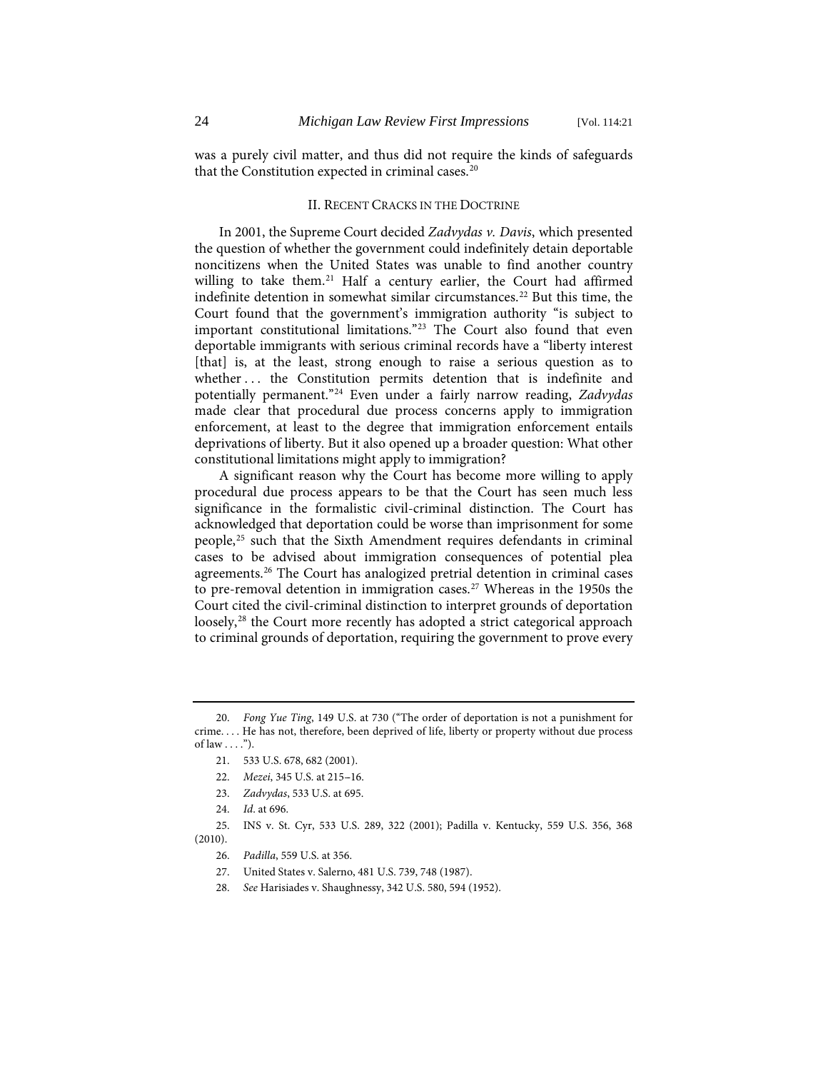was a purely civil matter, and thus did not require the kinds of safeguards that the Constitution expected in criminal cases.[20]

## II. Recent Cracks in the Doctrine

In 2001, the Supreme Court decided *Zadvydas v. Davis*, which presented the question of whether the government could indefinitely detain deportable noncitizens when the United States was unable to find another country willing to take them.[21] Half a century earlier, the Court had affirmed indefinite detention in somewhat similar circumstances.[22] But this time, the Court found that the government's immigration authority "is subject to important constitutional limitations."[23] The Court also found that even deportable immigrants with serious criminal records have a "liberty interest [that] is, at the least, strong enough to raise a serious question as to whether . . . the Constitution permits detention that is indefinite and potentially permanent."[24] Even under a fairly narrow reading, *Zadvydas* made clear that procedural due process concerns apply to immigration enforcement, at least to the degree that immigration enforcement entails deprivations of liberty. But it also opened up a broader question: What other constitutional limitations might apply to immigration?

A significant reason why the Court has become more willing to apply procedural due process appears to be that the Court has seen much less significance in the formalistic civil-criminal distinction. The Court has acknowledged that deportation could be worse than imprisonment for some people,[25] such that the Sixth Amendment requires defendants in criminal cases to be advised about immigration consequences of potential plea agreements.[26] The Court has analogized pretrial detention in criminal cases to pre-removal detention in immigration cases.[27] Whereas in the 1950s the Court cited the civil-criminal distinction to interpret grounds of deportation loosely,[28] the Court more recently has adopted a strict categorical approach to criminal grounds of deportation, requiring the government to prove every

---

20. *Fong Yue Ting*, 149 U.S. at 730 ("The order of deportation is not a punishment for crime. . . . He has not, therefore, been deprived of life, liberty or property without due process of law . . . .").

21. 533 U.S. 678, 682 (2001).

22. *Mezei*, 345 U.S. at 215–16.

23. *Zadvydas*, 533 U.S. at 695.

24. *Id*. at 696.

25. INS v. St. Cyr, 533 U.S. 289, 322 (2001); Padilla v. Kentucky, 559 U.S. 356, 368 (2010).

26. *Padilla*, 559 U.S. at 356.

27. United States v. Salerno, 481 U.S. 739, 748 (1987).

28. *See* Harisiades v. Shaughnessy, 342 U.S. 580, 594 (1952).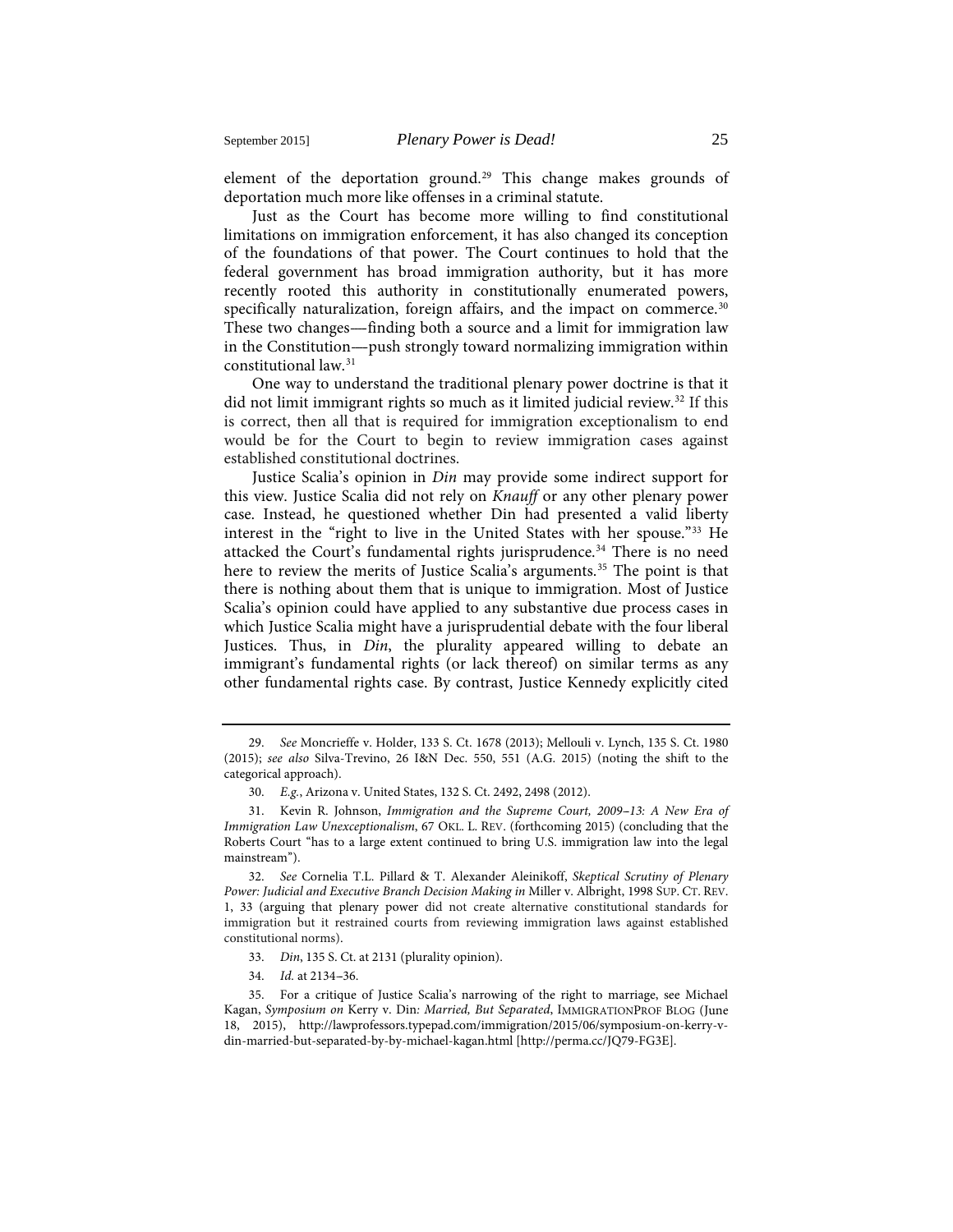element of the deportation ground.[29] This change makes grounds of deportation much more like offenses in a criminal statute.

Just as the Court has become more willing to find constitutional limitations on immigration enforcement, it has also changed its conception of the foundations of that power. The Court continues to hold that the federal government has broad immigration authority, but it has more recently rooted this authority in constitutionally enumerated powers, specifically naturalization, foreign affairs, and the impact on commerce.[30] These two changes—finding both a source and a limit for immigration law in the Constitution—push strongly toward normalizing immigration within constitutional law.[31]

One way to understand the traditional plenary power doctrine is that it did not limit immigrant rights so much as it limited judicial review.[32] If this is correct, then all that is required for immigration exceptionalism to end would be for the Court to begin to review immigration cases against established constitutional doctrines.

Justice Scalia's opinion in *Din* may provide some indirect support for this view. Justice Scalia did not rely on *Knauff* or any other plenary power case. Instead, he questioned whether Din had presented a valid liberty interest in the "right to live in the United States with her spouse."[33] He attacked the Court's fundamental rights jurisprudence.[34] There is no need here to review the merits of Justice Scalia's arguments.[35] The point is that there is nothing about them that is unique to immigration. Most of Justice Scalia's opinion could have applied to any substantive due process cases in which Justice Scalia might have a jurisprudential debate with the four liberal Justices. Thus, in *Din*, the plurality appeared willing to debate an immigrant's fundamental rights (or lack thereof) on similar terms as any other fundamental rights case. By contrast, Justice Kennedy explicitly cited

---

29. *See* Moncrieffe v. Holder, 133 S. Ct. 1678 (2013); Mellouli v. Lynch, 135 S. Ct. 1980 (2015); *see also* Silva-Trevino, 26 I&N Dec. 550, 551 (A.G. 2015) (noting the shift to the categorical approach).

30. *E.g.*, Arizona v. United States, 132 S. Ct. 2492, 2498 (2012).

31. Kevin R. Johnson, *Immigration and the Supreme Court, 2009–13: A New Era of Immigration Law Unexceptionalism*, 67 OKL. L. REV. (forthcoming 2015) (concluding that the Roberts Court "has to a large extent continued to bring U.S. immigration law into the legal mainstream").

32. *See* Cornelia T.L. Pillard & T. Alexander Aleinikoff, *Skeptical Scrutiny of Plenary Power: Judicial and Executive Branch Decision Making in* Miller v. Albright, 1998 SUP. CT. REV. 1, 33 (arguing that plenary power did not create alternative constitutional standards for immigration but it restrained courts from reviewing immigration laws against established constitutional norms).

33. *Din*, 135 S. Ct. at 2131 (plurality opinion).

34. *Id.* at 2134–36.

35. For a critique of Justice Scalia's narrowing of the right to marriage, see Michael Kagan, *Symposium on* Kerry v. Din*: Married, But Separated*, IMMIGRATIONPROF BLOG (June 18, 2015), http://lawprofessors.typepad.com/immigration/2015/06/symposium-on-kerry-v-din-married-but-separated-by-by-michael-kagan.html [http://perma.cc/JQ79-FG3E].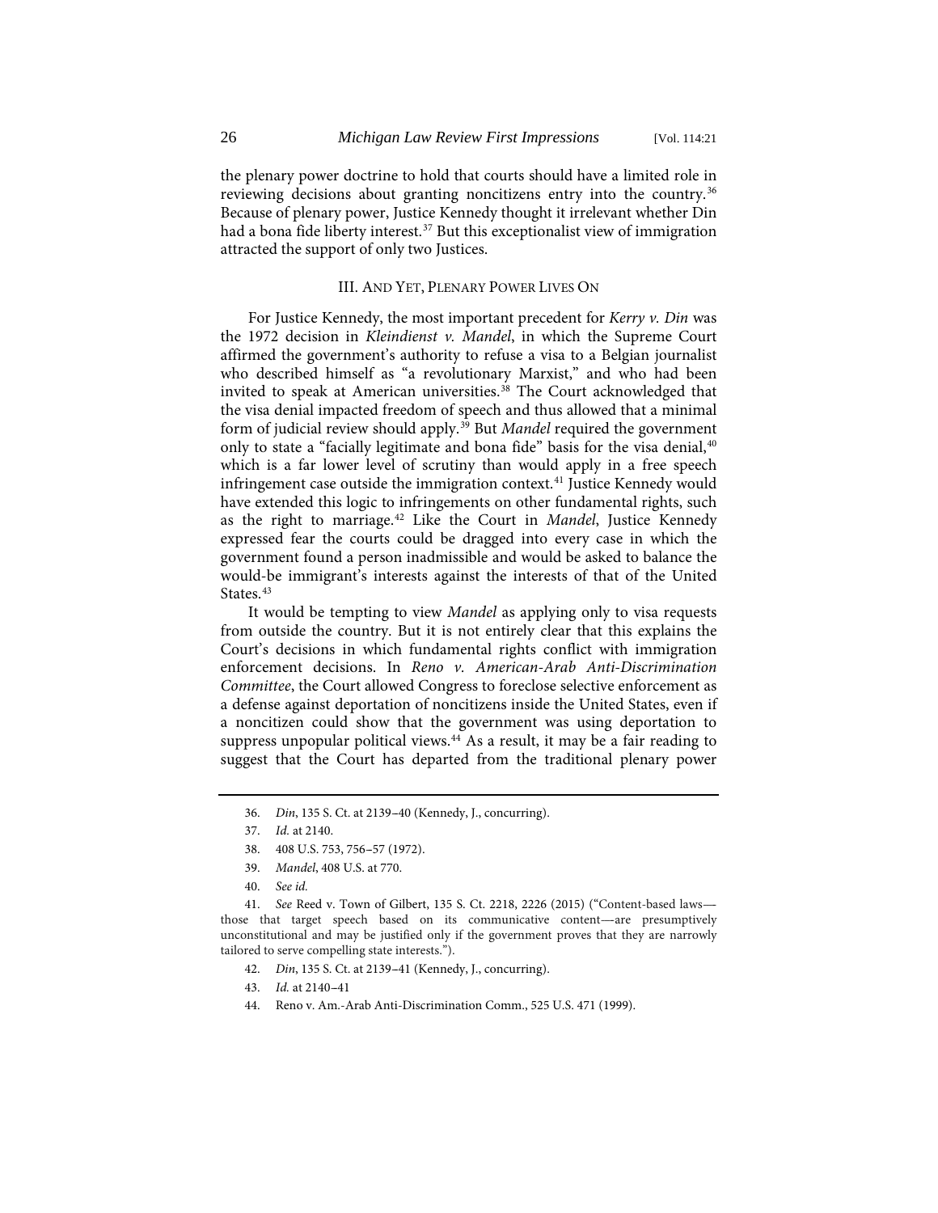the plenary power doctrine to hold that courts should have a limited role in reviewing decisions about granting noncitizens entry into the country.[36] Because of plenary power, Justice Kennedy thought it irrelevant whether Din had a bona fide liberty interest.[37] But this exceptionalist view of immigration attracted the support of only two Justices.

## III. AND YET, PLENARY POWER LIVES ON

For Justice Kennedy, the most important precedent for *Kerry v. Din* was the 1972 decision in *Kleindienst v. Mandel*, in which the Supreme Court affirmed the government's authority to refuse a visa to a Belgian journalist who described himself as "a revolutionary Marxist," and who had been invited to speak at American universities.[38] The Court acknowledged that the visa denial impacted freedom of speech and thus allowed that a minimal form of judicial review should apply.[39] But *Mandel* required the government only to state a "facially legitimate and bona fide" basis for the visa denial,[40] which is a far lower level of scrutiny than would apply in a free speech infringement case outside the immigration context.[41] Justice Kennedy would have extended this logic to infringements on other fundamental rights, such as the right to marriage.[42] Like the Court in *Mandel*, Justice Kennedy expressed fear the courts could be dragged into every case in which the government found a person inadmissible and would be asked to balance the would-be immigrant's interests against the interests of that of the United States.[43]

It would be tempting to view *Mandel* as applying only to visa requests from outside the country. But it is not entirely clear that this explains the Court's decisions in which fundamental rights conflict with immigration enforcement decisions. In *Reno v. American-Arab Anti-Discrimination Committee*, the Court allowed Congress to foreclose selective enforcement as a defense against deportation of noncitizens inside the United States, even if a noncitizen could show that the government was using deportation to suppress unpopular political views.[44] As a result, it may be a fair reading to suggest that the Court has departed from the traditional plenary power

---

36. *Din*, 135 S. Ct. at 2139–40 (Kennedy, J., concurring).

37. *Id.* at 2140.

38. 408 U.S. 753, 756–57 (1972).

39. *Mandel*, 408 U.S. at 770.

40. *See id.*

41. *See* Reed v. Town of Gilbert, 135 S. Ct. 2218, 2226 (2015) ("Content-based laws—those that target speech based on its communicative content—are presumptively unconstitutional and may be justified only if the government proves that they are narrowly tailored to serve compelling state interests.").

42. *Din*, 135 S. Ct. at 2139–41 (Kennedy, J., concurring).

43. *Id.* at 2140–41

44. Reno v. Am.-Arab Anti-Discrimination Comm., 525 U.S. 471 (1999).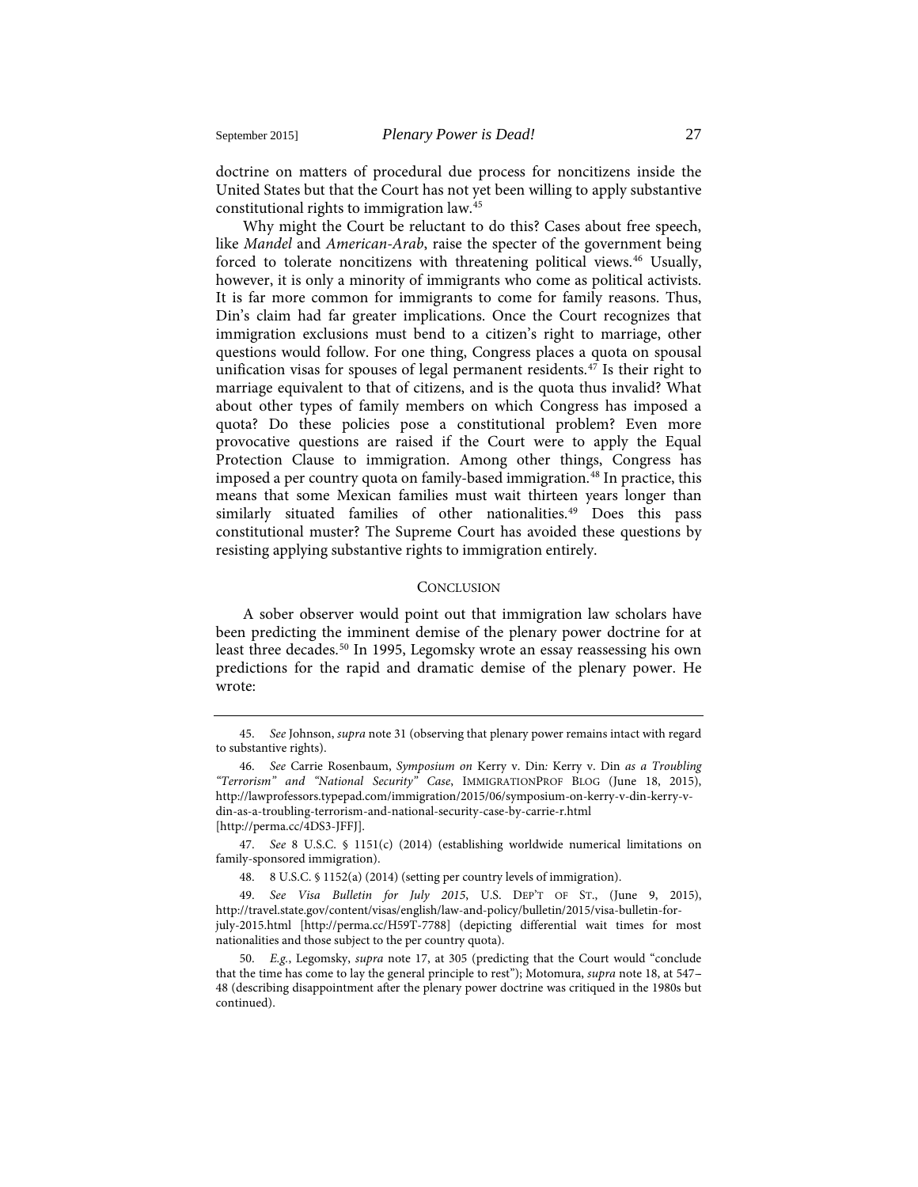doctrine on matters of procedural due process for noncitizens inside the United States but that the Court has not yet been willing to apply substantive constitutional rights to immigration law.[45]

Why might the Court be reluctant to do this? Cases about free speech, like *Mandel* and *American-Arab*, raise the specter of the government being forced to tolerate noncitizens with threatening political views.[46] Usually, however, it is only a minority of immigrants who come as political activists. It is far more common for immigrants to come for family reasons. Thus, Din's claim had far greater implications. Once the Court recognizes that immigration exclusions must bend to a citizen's right to marriage, other questions would follow. For one thing, Congress places a quota on spousal unification visas for spouses of legal permanent residents.[47] Is their right to marriage equivalent to that of citizens, and is the quota thus invalid? What about other types of family members on which Congress has imposed a quota? Do these policies pose a constitutional problem? Even more provocative questions are raised if the Court were to apply the Equal Protection Clause to immigration. Among other things, Congress has imposed a per country quota on family-based immigration.[48] In practice, this means that some Mexican families must wait thirteen years longer than similarly situated families of other nationalities.[49] Does this pass constitutional muster? The Supreme Court has avoided these questions by resisting applying substantive rights to immigration entirely.

## CONCLUSION

A sober observer would point out that immigration law scholars have been predicting the imminent demise of the plenary power doctrine for at least three decades.[50] In 1995, Legomsky wrote an essay reassessing his own predictions for the rapid and dramatic demise of the plenary power. He wrote:

---

45. *See* Johnson, *supra* note 31 (observing that plenary power remains intact with regard to substantive rights).

46. *See* Carrie Rosenbaum, *Symposium on* Kerry v. Din*:* Kerry v. Din *as a Troubling "Terrorism" and "National Security" Case*, IMMIGRATIONPROF BLOG (June 18, 2015), http://lawprofessors.typepad.com/immigration/2015/06/symposium-on-kerry-v-din-kerry-v-din-as-a-troubling-terrorism-and-national-security-case-by-carrie-r.html [http://perma.cc/4DS3-JFFJ].

47. *See* 8 U.S.C. § 1151(c) (2014) (establishing worldwide numerical limitations on family-sponsored immigration).

48. 8 U.S.C. § 1152(a) (2014) (setting per country levels of immigration).

49. *See Visa Bulletin for July 2015*, U.S. DEP'T OF ST., (June 9, 2015), http://travel.state.gov/content/visas/english/law-and-policy/bulletin/2015/visa-bulletin-for-july-2015.html [http://perma.cc/H59T-7788] (depicting differential wait times for most nationalities and those subject to the per country quota).

50. *E.g.*, Legomsky, *supra* note 17, at 305 (predicting that the Court would "conclude that the time has come to lay the general principle to rest"); Motomura, *supra* note 18, at 547–48 (describing disappointment after the plenary power doctrine was critiqued in the 1980s but continued).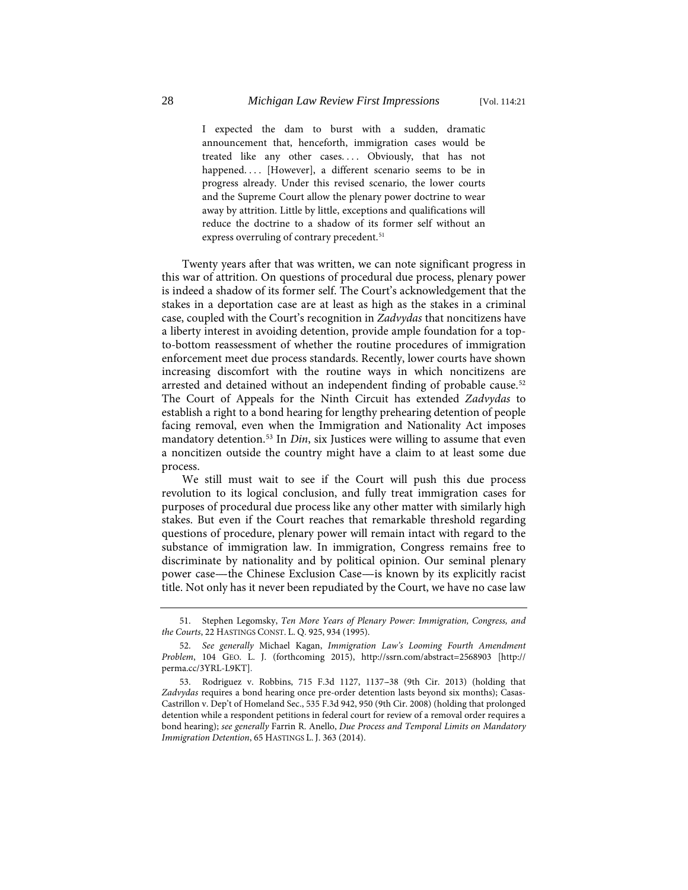> I expected the dam to burst with a sudden, dramatic announcement that, henceforth, immigration cases would be treated like any other cases. . . . Obviously, that has not happened. . . . [However], a different scenario seems to be in progress already. Under this revised scenario, the lower courts and the Supreme Court allow the plenary power doctrine to wear away by attrition. Little by little, exceptions and qualifications will reduce the doctrine to a shadow of its former self without an express overruling of contrary precedent.[51]

Twenty years after that was written, we can note significant progress in this war of attrition. On questions of procedural due process, plenary power is indeed a shadow of its former self. The Court's acknowledgement that the stakes in a deportation case are at least as high as the stakes in a criminal case, coupled with the Court's recognition in *Zadvydas* that noncitizens have a liberty interest in avoiding detention, provide ample foundation for a top-to-bottom reassessment of whether the routine procedures of immigration enforcement meet due process standards. Recently, lower courts have shown increasing discomfort with the routine ways in which noncitizens are arrested and detained without an independent finding of probable cause.[52] The Court of Appeals for the Ninth Circuit has extended *Zadvydas* to establish a right to a bond hearing for lengthy prehearing detention of people facing removal, even when the Immigration and Nationality Act imposes mandatory detention.[53] In *Din*, six Justices were willing to assume that even a noncitizen outside the country might have a claim to at least some due process.

We still must wait to see if the Court will push this due process revolution to its logical conclusion, and fully treat immigration cases for purposes of procedural due process like any other matter with similarly high stakes. But even if the Court reaches that remarkable threshold regarding questions of procedure, plenary power will remain intact with regard to the substance of immigration law. In immigration, Congress remains free to discriminate by nationality and by political opinion. Our seminal plenary power case—the Chinese Exclusion Case—is known by its explicitly racist title. Not only has it never been repudiated by the Court, we have no case law

---

51. Stephen Legomsky, *Ten More Years of Plenary Power: Immigration, Congress, and the Courts*, 22 HASTINGS CONST. L. Q. 925, 934 (1995).

52. *See generally* Michael Kagan, *Immigration Law's Looming Fourth Amendment Problem*, 104 GEO. L. J. (forthcoming 2015), http://ssrn.com/abstract=2568903 [http://perma.cc/3YRL-L9KT].

53. Rodriguez v. Robbins, 715 F.3d 1127, 1137–38 (9th Cir. 2013) (holding that *Zadvydas* requires a bond hearing once pre-order detention lasts beyond six months); Casas-Castrillon v. Dep't of Homeland Sec., 535 F.3d 942, 950 (9th Cir. 2008) (holding that prolonged detention while a respondent petitions in federal court for review of a removal order requires a bond hearing); *see generally* Farrin R. Anello, *Due Process and Temporal Limits on Mandatory Immigration Detention*, 65 HASTINGS L. J. 363 (2014).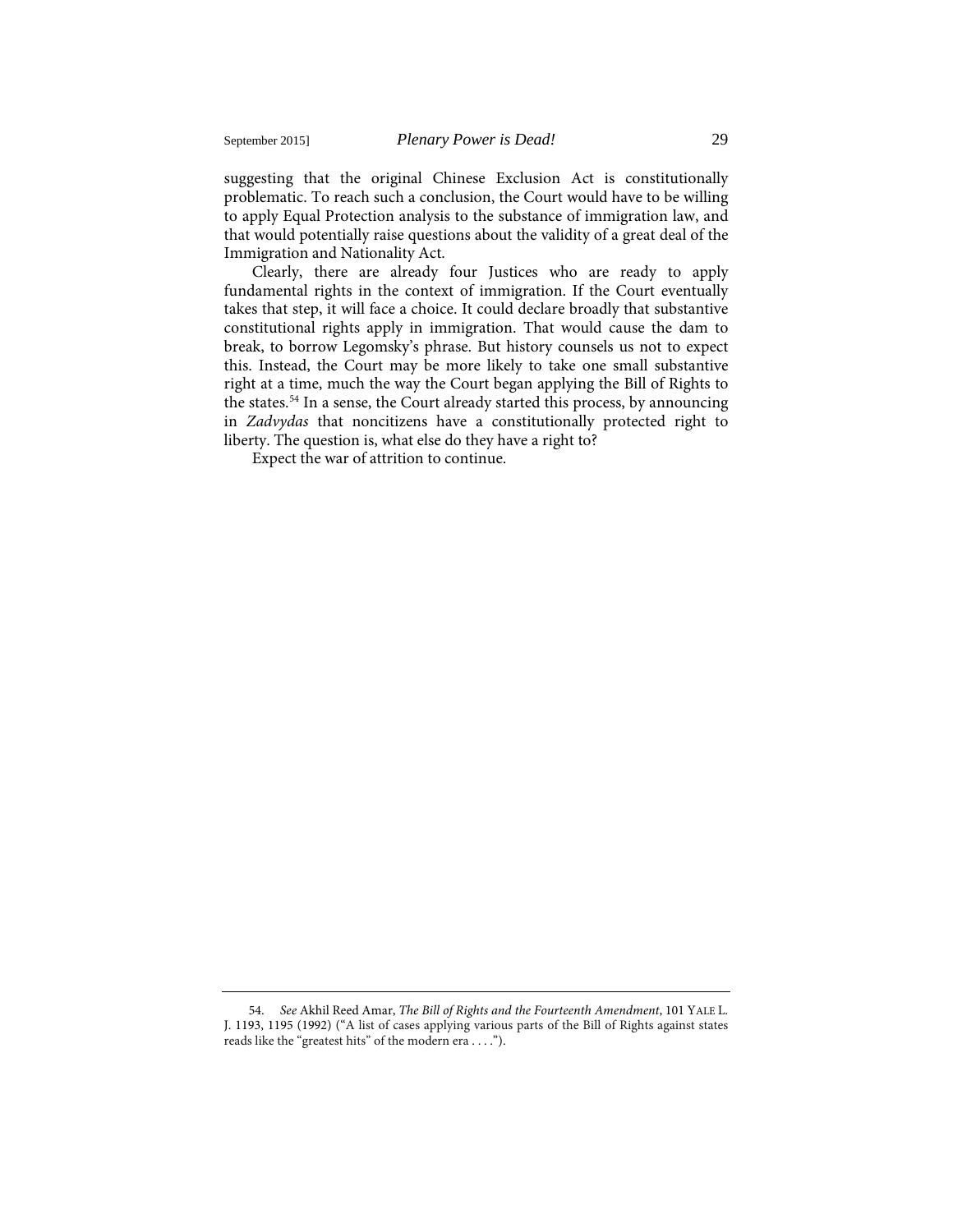suggesting that the original Chinese Exclusion Act is constitutionally problematic. To reach such a conclusion, the Court would have to be willing to apply Equal Protection analysis to the substance of immigration law, and that would potentially raise questions about the validity of a great deal of the Immigration and Nationality Act.

Clearly, there are already four Justices who are ready to apply fundamental rights in the context of immigration. If the Court eventually takes that step, it will face a choice. It could declare broadly that substantive constitutional rights apply in immigration. That would cause the dam to break, to borrow Legomsky's phrase. But history counsels us not to expect this. Instead, the Court may be more likely to take one small substantive right at a time, much the way the Court began applying the Bill of Rights to the states.[54] In a sense, the Court already started this process, by announcing in *Zadvydas* that noncitizens have a constitutionally protected right to liberty. The question is, what else do they have a right to?

Expect the war of attrition to continue.

---

54. *See* Akhil Reed Amar, *The Bill of Rights and the Fourteenth Amendment*, 101 YALE L. J. 1193, 1195 (1992) ("A list of cases applying various parts of the Bill of Rights against states reads like the "greatest hits" of the modern era . . . .").